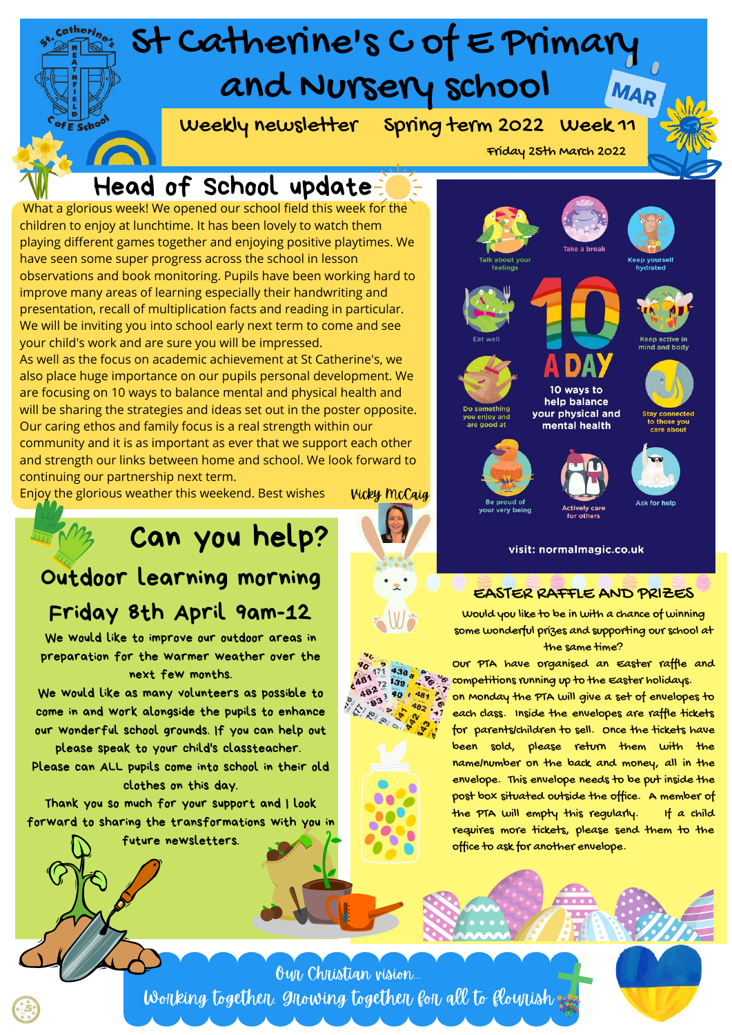# St Catherine's C of E Primary and Nursery School

**Weekly newsletter** **Spring term 2022** **Week 11**

Friday 25th March 2022

## Head of School update

What a glorious week! We opened our school field this week for the children to enjoy at lunchtime. It has been lovely to watch them playing different games together and enjoying positive playtimes. We have seen some super progress across the school in lesson observations and book monitoring. Pupils have been working hard to improve many areas of learning especially their handwriting and presentation, recall of multiplication facts and reading in particular. We will be inviting you into school early next term to come and see your child's work and are sure you will be impressed.

As well as the focus on academic achievement at St Catherine's, we also place huge importance on our pupils personal development. We are focusing on 10 ways to balance mental and physical health and will be sharing the strategies and ideas set out in the poster opposite. Our caring ethos and family focus is a real strength within our community and it is as important as ever that we support each other and strength our links between home and school. We look forward to continuing our partnership next term.

Enjoy the glorious weather this weekend. Best wishes

Vicky McCaig

### 10 A DAY

10 ways to help balance your physical and mental health

- Talk about your feelings
- Take a break
- Keep yourself hydrated
- Eat well
- Keep active in mind and body
- Do something you enjoy and are good at
- Stay connected to those you care about
- Be proud of your very being
- Actively care for others
- Ask for help

visit: normalmagic.co.uk

## Can you help?

### Outdoor learning morning

### Friday 8th April 9am-12

We would like to improve our outdoor areas in preparation for the warmer weather over the next few months.

We would like as many volunteers as possible to come in and work alongside the pupils to enhance our wonderful school grounds. If you can help out please speak to your child's classteacher.

Please can ALL pupils come into school in their old clothes on this day.

Thank you so much for your support and I look forward to sharing the transformations with you in future newsletters.

## EASTER RAFFLE AND PRIZES

Would you like to be in with a chance of winning some wonderful prizes and supporting our school at the same time?

Our PTA have organised an Easter raffle and competitions running up to the Easter holidays.

On Monday the PTA will give a set of envelopes to each class. Inside the envelopes are raffle tickets for parents/children to sell. Once the tickets have been sold, please return them with the name/number on the back and money, all in the envelope. This envelope needs to be put inside the post box situated outside the office. A member of the PTA will empty this regularly. If a child requires more tickets, please send them to the office to ask for another envelope.

Our Christian vision...

Working together, growing together for all to flourish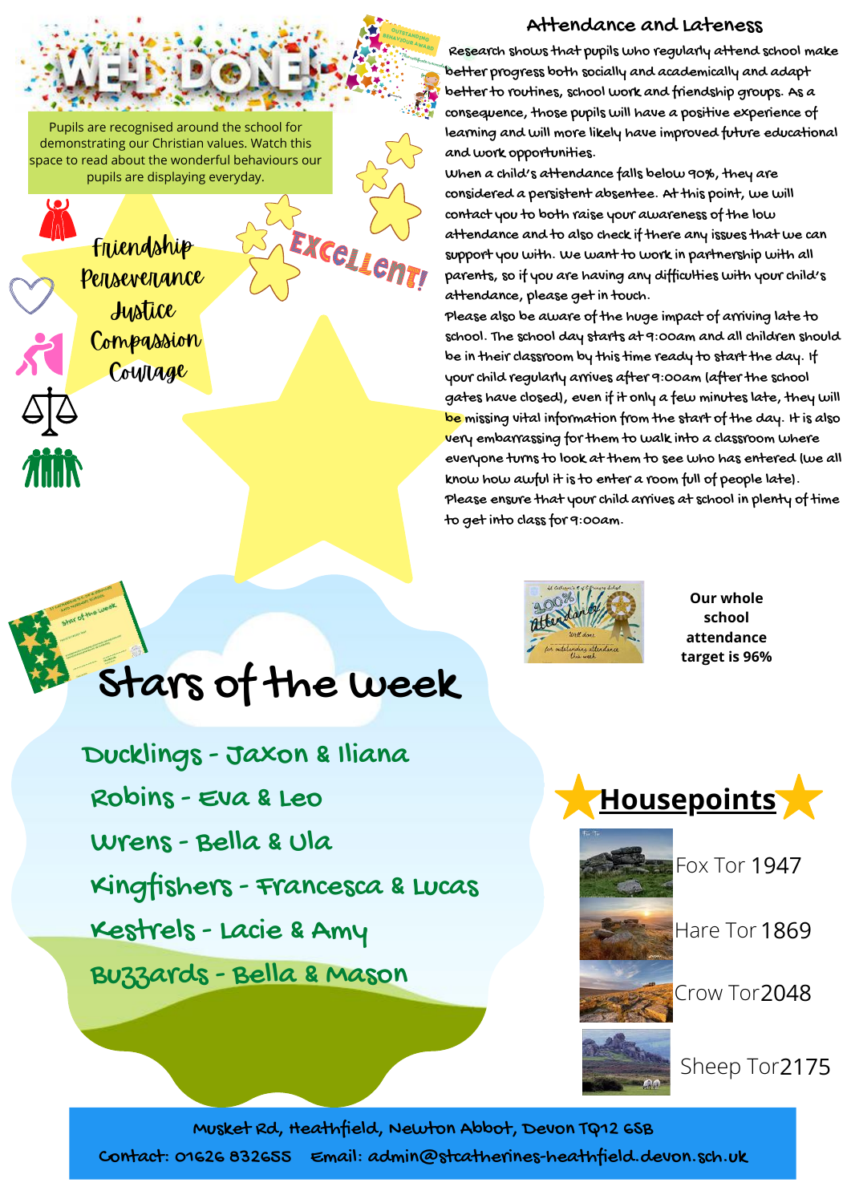# WELL DONE!

Pupils are recognised around the school for demonstrating our Christian values. Watch this space to read about the wonderful behaviours our pupils are displaying everyday.

Friendship
Perseverance
Justice
Compassion
Courage

Excellent!

## Attendance and Lateness

Research shows that pupils who regularly attend school make better progress both socially and academically and adapt better to routines, school work and friendship groups. As a consequence, those pupils will have a positive experience of learning and will more likely have improved future educational and work opportunities.

When a child's attendance falls below 90%, they are considered a persistent absentee. At this point, we will contact you to both raise your awareness of the low attendance and to also check if there any issues that we can support you with. We want to work in partnership with all parents, so if you are having any difficulties with your child's attendance, please get in touch.

Please also be aware of the huge impact of arriving late to school. The school day starts at 9:00am and all children should be in their classroom by this time ready to start the day. If your child regularly arrives after 9:00am (after the school gates have closed), even if it only a few minutes late, they will be missing vital information from the start of the day. It is also very embarrassing for them to walk into a classroom where everyone turns to look at them to see who has entered (we all know how awful it is to enter a room full of people late). Please ensure that your child arrives at school in plenty of time to get into class for 9:00am.

**Our whole school attendance target is 96%**

## Stars of the Week

Ducklings - Jaxon & Iliana
Robins - Eva & Leo
Wrens - Bella & Ula
Kingfishers - Francesca & Lucas
Kestrels - Lacie & Amy
Buzzards - Bella & Mason

## Housepoints

Fox Tor 1947
Hare Tor 1869
Crow Tor 2048
Sheep Tor 2175

Musket Rd, Heathfield, Newton Abbot, Devon TQ12 6SB
Contact: 01626 832655 Email: admin@stcatherines-heathfield.devon.sch.uk